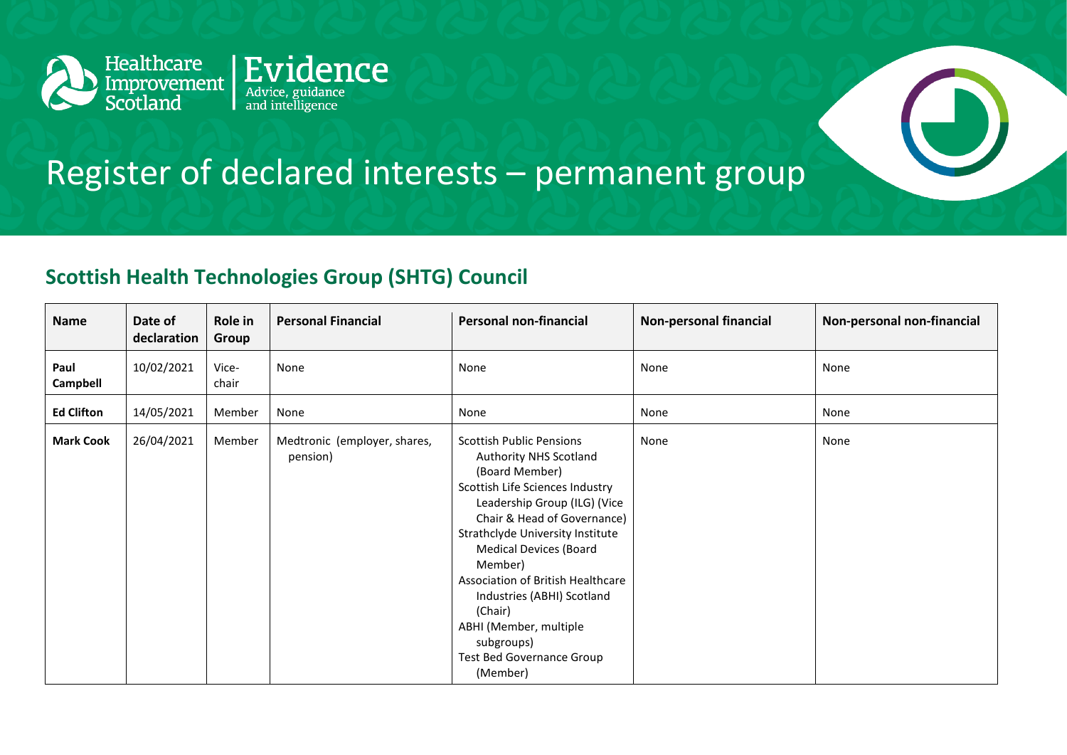# Register of declared interests – permanent group

## Scottish Health Technologies Group (SHTG) Council

| Name | Date of declaration | Role in Group | Personal Financial | Personal non-financial | Non-personal financial | Non-personal non-financial |
|---|---|---|---|---|---|---|
| **Paul Campbell** | 10/02/2021 | Vice-chair | None | None | None | None |
| **Ed Clifton** | 14/05/2021 | Member | None | None | None | None |
| **Mark Cook** | 26/04/2021 | Member | Medtronic (employer, shares, pension) | Scottish Public Pensions Authority NHS Scotland (Board Member)<br>Scottish Life Sciences Industry Leadership Group (ILG) (Vice Chair & Head of Governance)<br>Strathclyde University Institute Medical Devices (Board Member)<br>Association of British Healthcare Industries (ABHI) Scotland (Chair)<br>ABHI (Member, multiple subgroups)<br>Test Bed Governance Group (Member) | None | None |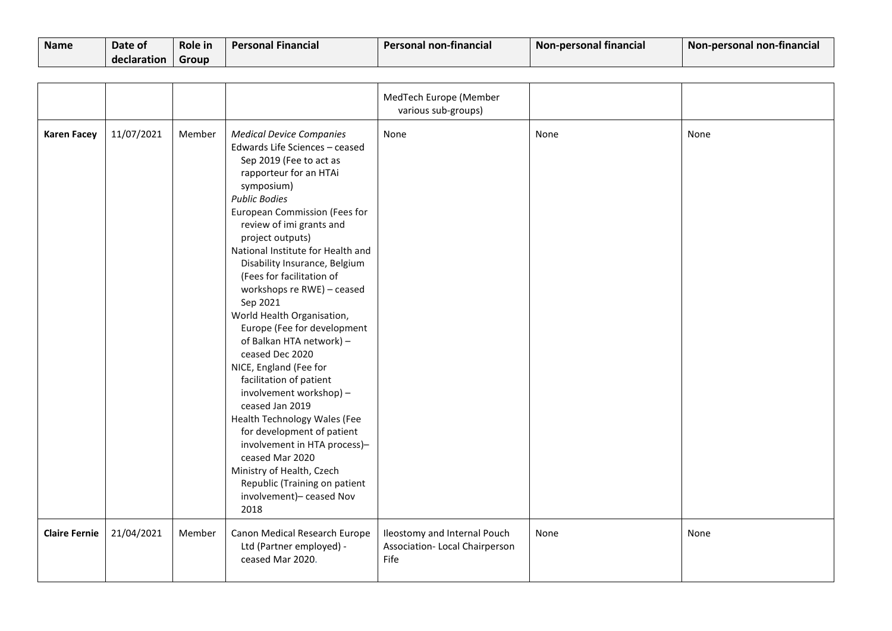| Name | Date of declaration | Role in Group | Personal Financial | Personal non-financial | Non-personal financial | Non-personal non-financial |
|---|---|---|---|---|---|---|
| | | | | MedTech Europe (Member various sub-groups) | | |
| **Karen Facey** | 11/07/2021 | Member | *Medical Device Companies*<br>Edwards Life Sciences – ceased Sep 2019 (Fee to act as rapporteur for an HTAi symposium)<br>*Public Bodies*<br>European Commission (Fees for review of imi grants and project outputs)<br>National Institute for Health and Disability Insurance, Belgium (Fees for facilitation of workshops re RWE) – ceased Sep 2021<br>World Health Organisation, Europe (Fee for development of Balkan HTA network) – ceased Dec 2020<br>NICE, England (Fee for facilitation of patient involvement workshop) – ceased Jan 2019<br>Health Technology Wales (Fee for development of patient involvement in HTA process)– ceased Mar 2020<br>Ministry of Health, Czech Republic (Training on patient involvement)– ceased Nov 2018 | None | None | None |
| **Claire Fernie** | 21/04/2021 | Member | Canon Medical Research Europe Ltd (Partner employed) - ceased Mar 2020. | Ileostomy and Internal Pouch Association- Local Chairperson Fife | None | None |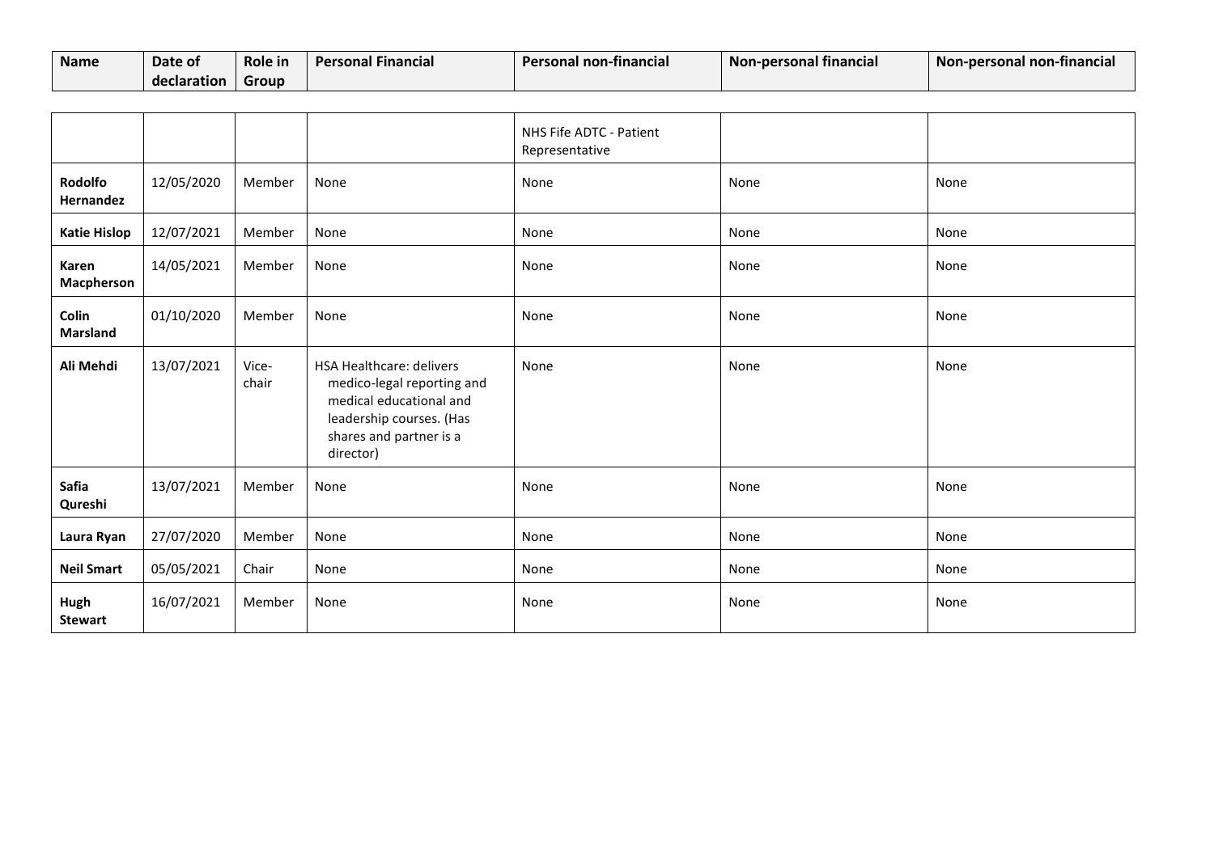| Name | Date of declaration | Role in Group | Personal Financial | Personal non-financial | Non-personal financial | Non-personal non-financial |
|---|---|---|---|---|---|---|
| | | | | NHS Fife ADTC - Patient Representative | | |
| **Rodolfo Hernandez** | 12/05/2020 | Member | None | None | None | None |
| **Katie Hislop** | 12/07/2021 | Member | None | None | None | None |
| **Karen Macpherson** | 14/05/2021 | Member | None | None | None | None |
| **Colin Marsland** | 01/10/2020 | Member | None | None | None | None |
| **Ali Mehdi** | 13/07/2021 | Vice-chair | HSA Healthcare: delivers medico-legal reporting and medical educational and leadership courses. (Has shares and partner is a director) | None | None | None |
| **Safia Qureshi** | 13/07/2021 | Member | None | None | None | None |
| **Laura Ryan** | 27/07/2020 | Member | None | None | None | None |
| **Neil Smart** | 05/05/2021 | Chair | None | None | None | None |
| **Hugh Stewart** | 16/07/2021 | Member | None | None | None | None |